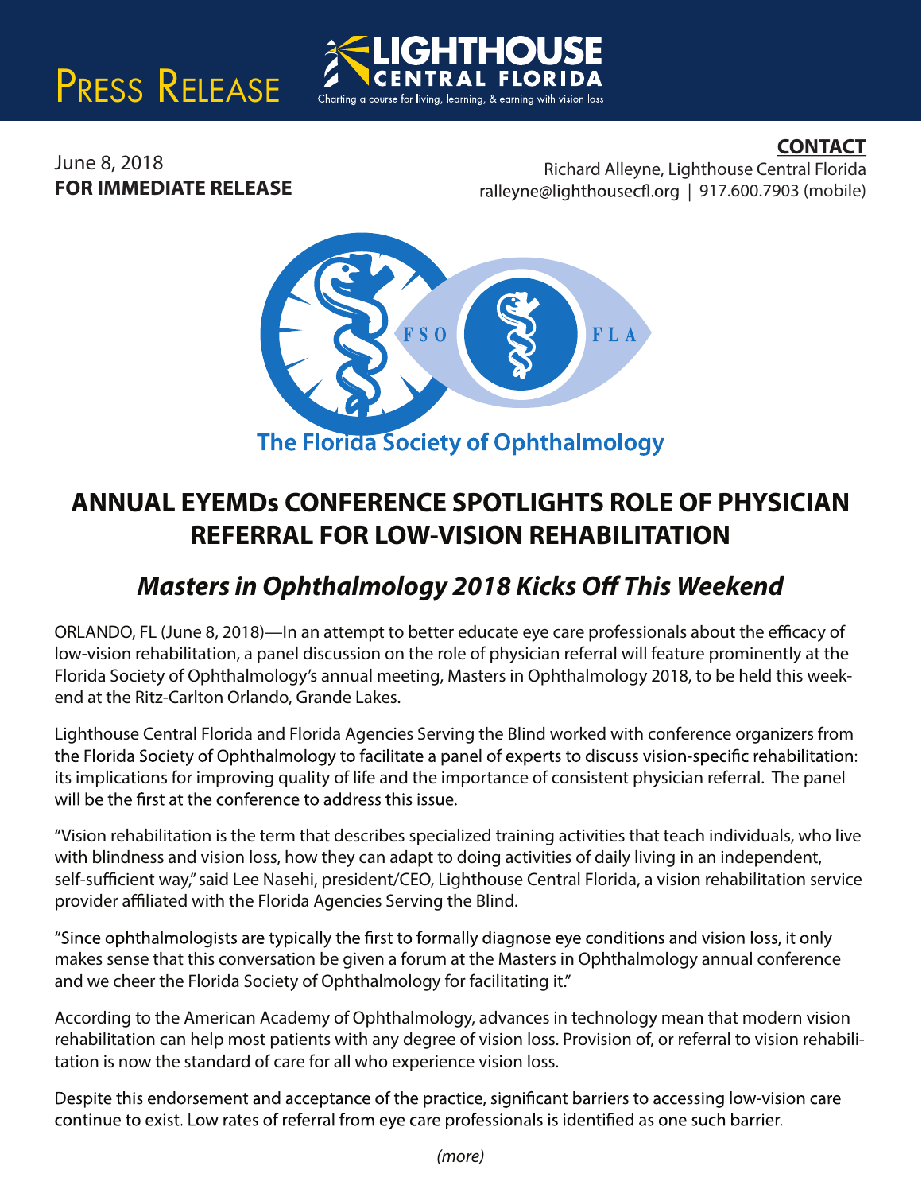PRESS RELEASE

LIGHTHOUSE CENTRAL FLORIDA

Charting a course for living, learning, & earning with vision loss

June 8, 2018
**FOR IMMEDIATE RELEASE**

**CONTACT**
Richard Alleyne, Lighthouse Central Florida
ralleyne@lighthousecfl.org | 917.600.7903 (mobile)

FSO FLA

The Florida Society of Ophthalmology

# ANNUAL EYEMDs CONFERENCE SPOTLIGHTS ROLE OF PHYSICIAN REFERRAL FOR LOW-VISION REHABILITATION

## *Masters in Ophthalmology 2018 Kicks Off This Weekend*

ORLANDO, FL (June 8, 2018)—In an attempt to better educate eye care professionals about the efficacy of low-vision rehabilitation, a panel discussion on the role of physician referral will feature prominently at the Florida Society of Ophthalmology's annual meeting, Masters in Ophthalmology 2018, to be held this weekend at the Ritz-Carlton Orlando, Grande Lakes.

Lighthouse Central Florida and Florida Agencies Serving the Blind worked with conference organizers from the Florida Society of Ophthalmology to facilitate a panel of experts to discuss vision-specific rehabilitation: its implications for improving quality of life and the importance of consistent physician referral. The panel will be the first at the conference to address this issue.

"Vision rehabilitation is the term that describes specialized training activities that teach individuals, who live with blindness and vision loss, how they can adapt to doing activities of daily living in an independent, self-sufficient way," said Lee Nasehi, president/CEO, Lighthouse Central Florida, a vision rehabilitation service provider affiliated with the Florida Agencies Serving the Blind.

"Since ophthalmologists are typically the first to formally diagnose eye conditions and vision loss, it only makes sense that this conversation be given a forum at the Masters in Ophthalmology annual conference and we cheer the Florida Society of Ophthalmology for facilitating it."

According to the American Academy of Ophthalmology, advances in technology mean that modern vision rehabilitation can help most patients with any degree of vision loss. Provision of, or referral to vision rehabilitation is now the standard of care for all who experience vision loss.

Despite this endorsement and acceptance of the practice, significant barriers to accessing low-vision care continue to exist. Low rates of referral from eye care professionals is identified as one such barrier.

*(more)*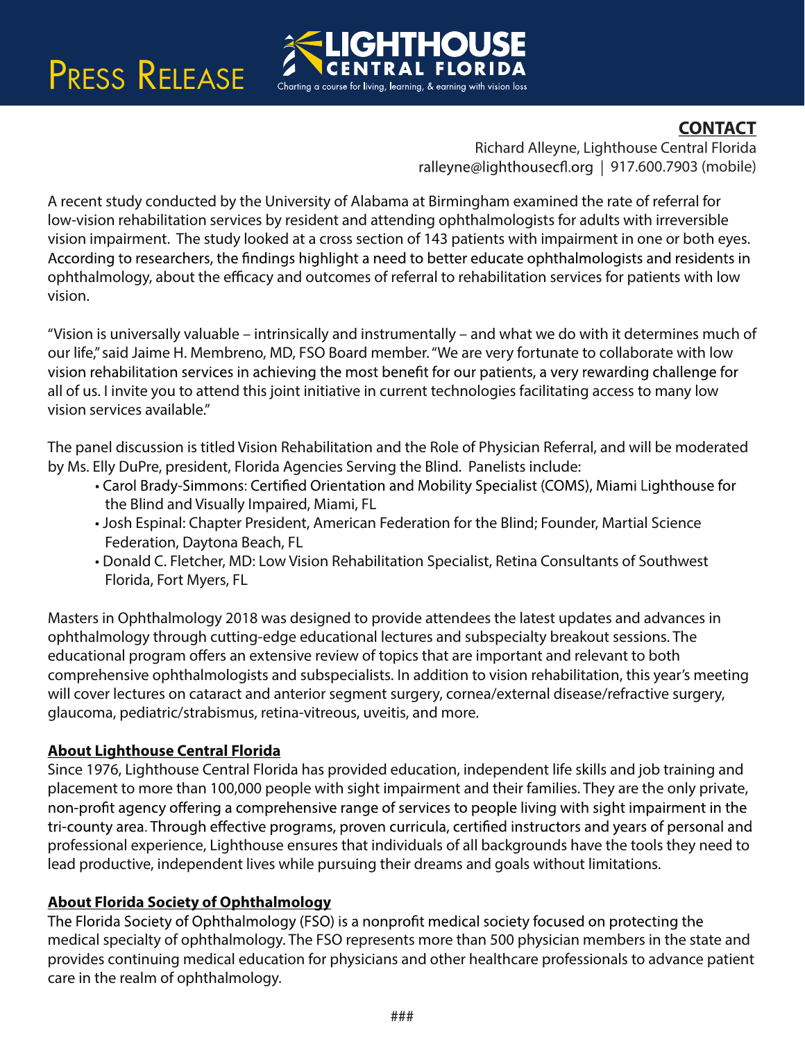# Press Release

**LIGHTHOUSE CENTRAL FLORIDA**
Charting a course for living, learning, & earning with vision loss

**CONTACT**
Richard Alleyne, Lighthouse Central Florida
ralleyne@lighthousecfl.org | 917.600.7903 (mobile)

A recent study conducted by the University of Alabama at Birmingham examined the rate of referral for low-vision rehabilitation services by resident and attending ophthalmologists for adults with irreversible vision impairment. The study looked at a cross section of 143 patients with impairment in one or both eyes. According to researchers, the findings highlight a need to better educate ophthalmologists and residents in ophthalmology, about the efficacy and outcomes of referral to rehabilitation services for patients with low vision.

"Vision is universally valuable – intrinsically and instrumentally – and what we do with it determines much of our life," said Jaime H. Membreno, MD, FSO Board member. "We are very fortunate to collaborate with low vision rehabilitation services in achieving the most benefit for our patients, a very rewarding challenge for all of us. I invite you to attend this joint initiative in current technologies facilitating access to many low vision services available."

The panel discussion is titled Vision Rehabilitation and the Role of Physician Referral, and will be moderated by Ms. Elly DuPre, president, Florida Agencies Serving the Blind. Panelists include:

- Carol Brady-Simmons: Certified Orientation and Mobility Specialist (COMS), Miami Lighthouse for the Blind and Visually Impaired, Miami, FL
- Josh Espinal: Chapter President, American Federation for the Blind; Founder, Martial Science Federation, Daytona Beach, FL
- Donald C. Fletcher, MD: Low Vision Rehabilitation Specialist, Retina Consultants of Southwest Florida, Fort Myers, FL

Masters in Ophthalmology 2018 was designed to provide attendees the latest updates and advances in ophthalmology through cutting-edge educational lectures and subspecialty breakout sessions. The educational program offers an extensive review of topics that are important and relevant to both comprehensive ophthalmologists and subspecialists. In addition to vision rehabilitation, this year's meeting will cover lectures on cataract and anterior segment surgery, cornea/external disease/refractive surgery, glaucoma, pediatric/strabismus, retina-vitreous, uveitis, and more.

**About Lighthouse Central Florida**

Since 1976, Lighthouse Central Florida has provided education, independent life skills and job training and placement to more than 100,000 people with sight impairment and their families. They are the only private, non-profit agency offering a comprehensive range of services to people living with sight impairment in the tri-county area. Through effective programs, proven curricula, certified instructors and years of personal and professional experience, Lighthouse ensures that individuals of all backgrounds have the tools they need to lead productive, independent lives while pursuing their dreams and goals without limitations.

**About Florida Society of Ophthalmology**

The Florida Society of Ophthalmology (FSO) is a nonprofit medical society focused on protecting the medical specialty of ophthalmology. The FSO represents more than 500 physician members in the state and provides continuing medical education for physicians and other healthcare professionals to advance patient care in the realm of ophthalmology.

###